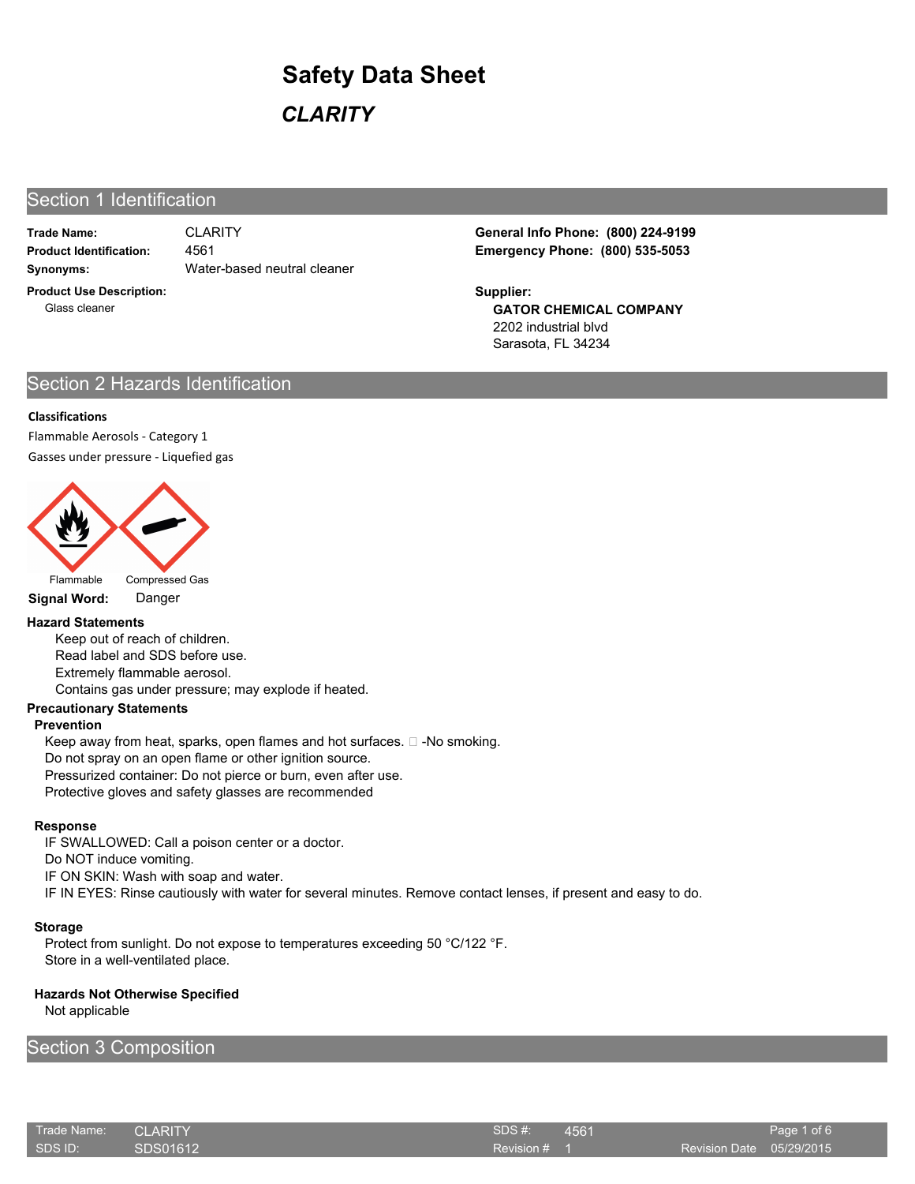# Safety Data Sheet

## *CLARITY*

## Section 1 Identification

**Trade Name:** CLARITY
**Product Identification:** 4561
**Synonyms:** Water-based neutral cleaner

**Product Use Description:**
Glass cleaner

**General Info Phone:** (800) 224-9199
**Emergency Phone:** (800) 535-5053

**Supplier:**
**GATOR CHEMICAL COMPANY**
2202 industrial blvd
Sarasota, FL 34234

## Section 2 Hazards Identification

**Classifications**

Flammable Aerosols - Category 1

Gasses under pressure - Liquefied gas

Flammable Compressed Gas

**Signal Word:** Danger

**Hazard Statements**

Keep out of reach of children.
Read label and SDS before use.
Extremely flammable aerosol.
Contains gas under pressure; may explode if heated.

**Precautionary Statements**

**Prevention**

Keep away from heat, sparks, open flames and hot surfaces.  -No smoking.
Do not spray on an open flame or other ignition source.
Pressurized container: Do not pierce or burn, even after use.
Protective gloves and safety glasses are recommended

**Response**

IF SWALLOWED: Call a poison center or a doctor.
Do NOT induce vomiting.
IF ON SKIN: Wash with soap and water.
IF IN EYES: Rinse cautiously with water for several minutes. Remove contact lenses, if present and easy to do.

**Storage**

Protect from sunlight. Do not expose to temperatures exceeding 50 °C/122 °F.
Store in a well-ventilated place.

**Hazards Not Otherwise Specified**

Not applicable

## Section 3 Composition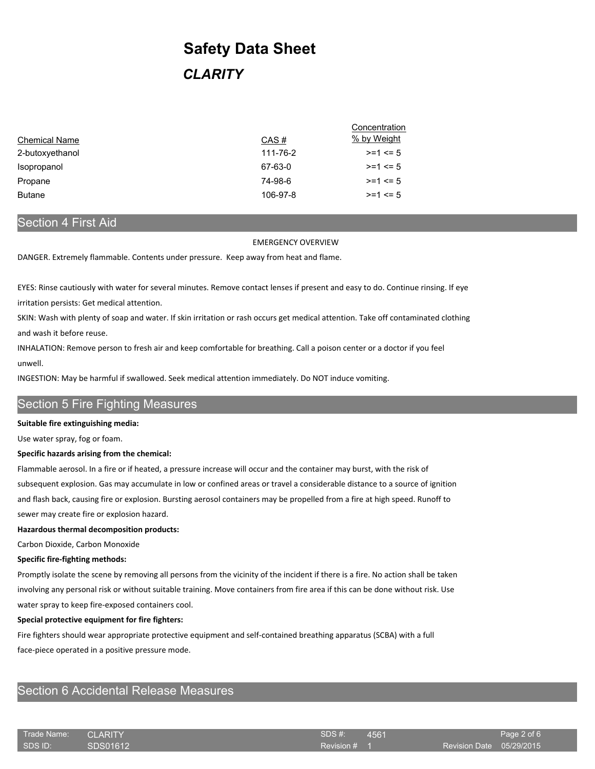# Safety Data Sheet

## *CLARITY*

| Chemical Name | CAS # | Concentration % by Weight |
|---|---|---|
| 2-butoxyethanol | 111-76-2 | >=1 <= 5 |
| Isopropanol | 67-63-0 | >=1 <= 5 |
| Propane | 74-98-6 | >=1 <= 5 |
| Butane | 106-97-8 | >=1 <= 5 |

## Section 4 First Aid

EMERGENCY OVERVIEW

DANGER. Extremely flammable. Contents under pressure. Keep away from heat and flame.

EYES: Rinse cautiously with water for several minutes. Remove contact lenses if present and easy to do. Continue rinsing. If eye irritation persists: Get medical attention.

SKIN: Wash with plenty of soap and water. If skin irritation or rash occurs get medical attention. Take off contaminated clothing and wash it before reuse.

INHALATION: Remove person to fresh air and keep comfortable for breathing. Call a poison center or a doctor if you feel unwell.

INGESTION: May be harmful if swallowed. Seek medical attention immediately. Do NOT induce vomiting.

## Section 5 Fire Fighting Measures

**Suitable fire extinguishing media:**

Use water spray, fog or foam.

**Specific hazards arising from the chemical:**

Flammable aerosol. In a fire or if heated, a pressure increase will occur and the container may burst, with the risk of subsequent explosion. Gas may accumulate in low or confined areas or travel a considerable distance to a source of ignition and flash back, causing fire or explosion. Bursting aerosol containers may be propelled from a fire at high speed. Runoff to sewer may create fire or explosion hazard.

**Hazardous thermal decomposition products:**

Carbon Dioxide, Carbon Monoxide

**Specific fire-fighting methods:**

Promptly isolate the scene by removing all persons from the vicinity of the incident if there is a fire. No action shall be taken involving any personal risk or without suitable training. Move containers from fire area if this can be done without risk. Use water spray to keep fire-exposed containers cool.

**Special protective equipment for fire fighters:**

Fire fighters should wear appropriate protective equipment and self-contained breathing apparatus (SCBA) with a full face-piece operated in a positive pressure mode.

## Section 6 Accidental Release Measures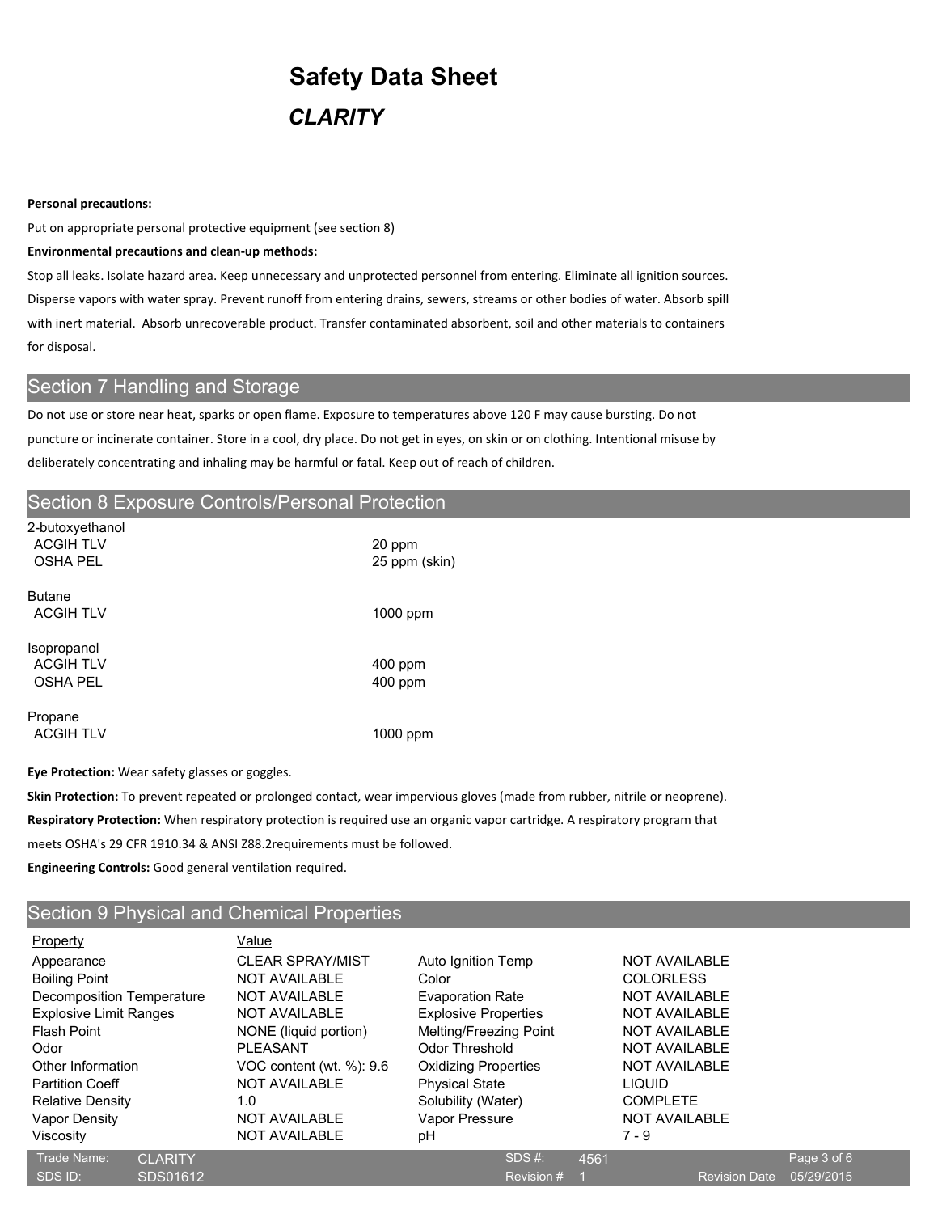**Personal precautions:**

Put on appropriate personal protective equipment (see section 8)

**Environmental precautions and clean-up methods:**

Stop all leaks. Isolate hazard area. Keep unnecessary and unprotected personnel from entering. Eliminate all ignition sources. Disperse vapors with water spray. Prevent runoff from entering drains, sewers, streams or other bodies of water. Absorb spill with inert material. Absorb unrecoverable product. Transfer contaminated absorbent, soil and other materials to containers for disposal.

## Section 7 Handling and Storage

Do not use or store near heat, sparks or open flame. Exposure to temperatures above 120 F may cause bursting. Do not puncture or incinerate container. Store in a cool, dry place. Do not get in eyes, on skin or on clothing. Intentional misuse by deliberately concentrating and inhaling may be harmful or fatal. Keep out of reach of children.

## Section 8 Exposure Controls/Personal Protection

| | |
|---|---|
| 2-butoxyethanol | |
| ACGIH TLV | 20 ppm |
| OSHA PEL | 25 ppm (skin) |
| Butane | |
| ACGIH TLV | 1000 ppm |
| Isopropanol | |
| ACGIH TLV | 400 ppm |
| OSHA PEL | 400 ppm |
| Propane | |
| ACGIH TLV | 1000 ppm |

**Eye Protection:** Wear safety glasses or goggles.

**Skin Protection:** To prevent repeated or prolonged contact, wear impervious gloves (made from rubber, nitrile or neoprene).

**Respiratory Protection:** When respiratory protection is required use an organic vapor cartridge. A respiratory program that meets OSHA's 29 CFR 1910.34 & ANSI Z88.2requirements must be followed.

**Engineering Controls:** Good general ventilation required.

## Section 9 Physical and Chemical Properties

| Property | Value | | |
|---|---|---|---|
| Appearance | CLEAR SPRAY/MIST | Auto Ignition Temp | NOT AVAILABLE |
| Boiling Point | NOT AVAILABLE | Color | COLORLESS |
| Decomposition Temperature | NOT AVAILABLE | Evaporation Rate | NOT AVAILABLE |
| Explosive Limit Ranges | NOT AVAILABLE | Explosive Properties | NOT AVAILABLE |
| Flash Point | NONE (liquid portion) | Melting/Freezing Point | NOT AVAILABLE |
| Odor | PLEASANT | Odor Threshold | NOT AVAILABLE |
| Other Information | VOC content (wt. %): 9.6 | Oxidizing Properties | NOT AVAILABLE |
| Partition Coeff | NOT AVAILABLE | Physical State | LIQUID |
| Relative Density | 1.0 | Solubility (Water) | COMPLETE |
| Vapor Density | NOT AVAILABLE | Vapor Pressure | NOT AVAILABLE |
| Viscosity | NOT AVAILABLE | pH | 7 - 9 |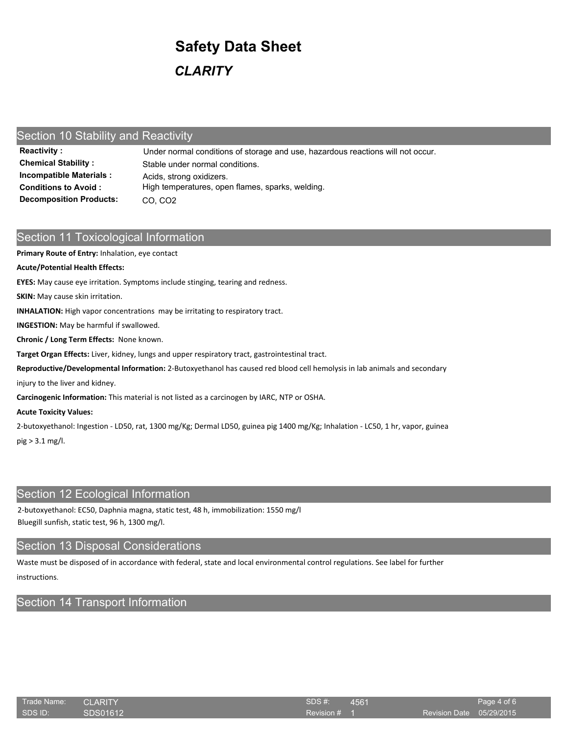# Safety Data Sheet

## *CLARITY*

## Section 10 Stability and Reactivity

| | |
|---|---|
| **Reactivity :** | Under normal conditions of storage and use, hazardous reactions will not occur. |
| **Chemical Stability :** | Stable under normal conditions. |
| **Incompatible Materials :** | Acids, strong oxidizers. |
| **Conditions to Avoid :** | High temperatures, open flames, sparks, welding. |
| **Decomposition Products:** | CO, $CO_2$ |

## Section 11 Toxicological Information

**Primary Route of Entry:** Inhalation, eye contact

**Acute/Potential Health Effects:**

**EYES:** May cause eye irritation. Symptoms include stinging, tearing and redness.

**SKIN:** May cause skin irritation.

**INHALATION:** High vapor concentrations may be irritating to respiratory tract.

**INGESTION:** May be harmful if swallowed.

**Chronic / Long Term Effects:** None known.

**Target Organ Effects:** Liver, kidney, lungs and upper respiratory tract, gastrointestinal tract.

**Reproductive/Developmental Information:** 2-Butoxyethanol has caused red blood cell hemolysis in lab animals and secondary injury to the liver and kidney.

**Carcinogenic Information:** This material is not listed as a carcinogen by IARC, NTP or OSHA.

**Acute Toxicity Values:**

2-butoxyethanol: Ingestion - LD50, rat, 1300 mg/Kg; Dermal LD50, guinea pig 1400 mg/Kg; Inhalation - LC50, 1 hr, vapor, guinea pig > 3.1 mg/l.

## Section 12 Ecological Information

2-butoxyethanol: EC50, Daphnia magna, static test, 48 h, immobilization: 1550 mg/l
Bluegill sunfish, static test, 96 h, 1300 mg/l.

## Section 13 Disposal Considerations

Waste must be disposed of in accordance with federal, state and local environmental control regulations. See label for further instructions.

## Section 14 Transport Information

| | | | | | |
|---|---|---|---|---|---|
| Trade Name: | CLARITY | SDS #: | 4561 | | |
| SDS ID: | SDS01612 | Revision # | 1 | Revision Date | 05/29/2015 |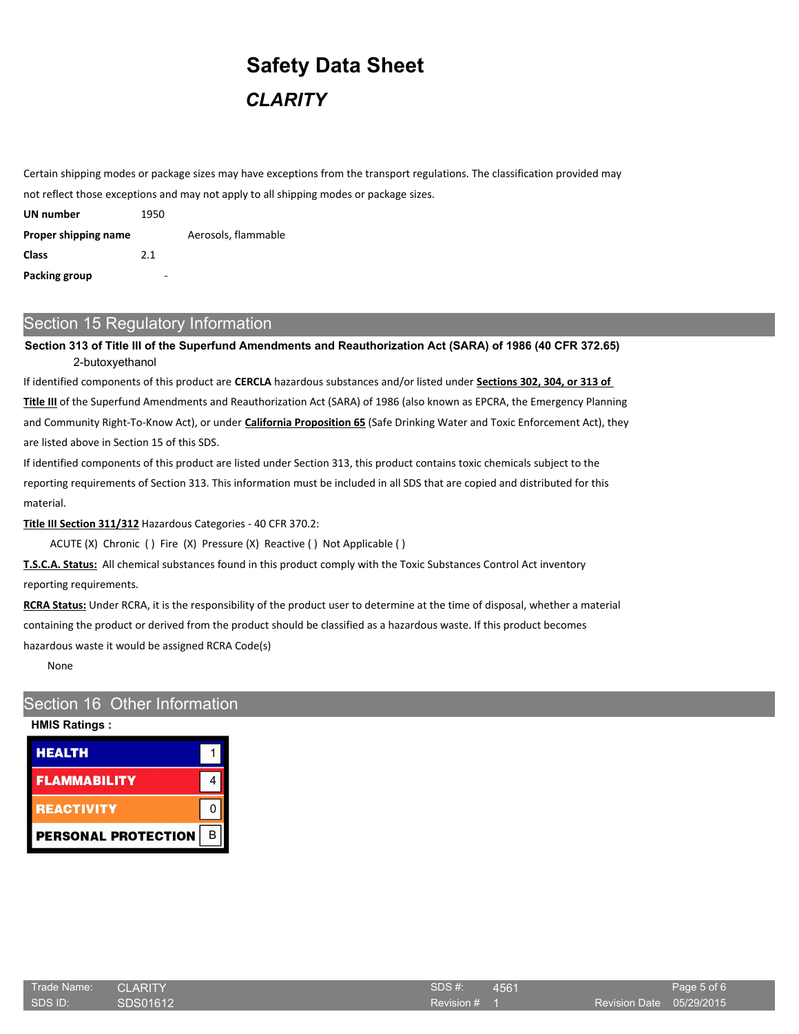Certain shipping modes or package sizes may have exceptions from the transport regulations. The classification provided may not reflect those exceptions and may not apply to all shipping modes or package sizes.

| | |
|---|---|
| **UN number** | 1950 |
| **Proper shipping name** | Aerosols, flammable |
| **Class** | 2.1 |
| **Packing group** | - |

## Section 15 Regulatory Information

**Section 313 of Title III of the Superfund Amendments and Reauthorization Act (SARA) of 1986 (40 CFR 372.65)**

2-butoxyethanol

If identified components of this product are **CERCLA** hazardous substances and/or listed under **Sections 302, 304, or 313 of Title III** of the Superfund Amendments and Reauthorization Act (SARA) of 1986 (also known as EPCRA, the Emergency Planning and Community Right-To-Know Act), or under **California Proposition 65** (Safe Drinking Water and Toxic Enforcement Act), they are listed above in Section 15 of this SDS.

If identified components of this product are listed under Section 313, this product contains toxic chemicals subject to the reporting requirements of Section 313. This information must be included in all SDS that are copied and distributed for this material.

**Title III Section 311/312** Hazardous Categories - 40 CFR 370.2:

ACUTE (X) Chronic ( ) Fire (X) Pressure (X) Reactive ( ) Not Applicable ( )

**T.S.C.A. Status:** All chemical substances found in this product comply with the Toxic Substances Control Act inventory reporting requirements.

**RCRA Status:** Under RCRA, it is the responsibility of the product user to determine at the time of disposal, whether a material containing the product or derived from the product should be classified as a hazardous waste. If this product becomes hazardous waste it would be assigned RCRA Code(s)

None

## Section 16 Other Information

**HMIS Ratings :**

| | |
|---|---|
| HEALTH | 1 |
| FLAMMABILITY | 4 |
| REACTIVITY | 0 |
| PERSONAL PROTECTION | B |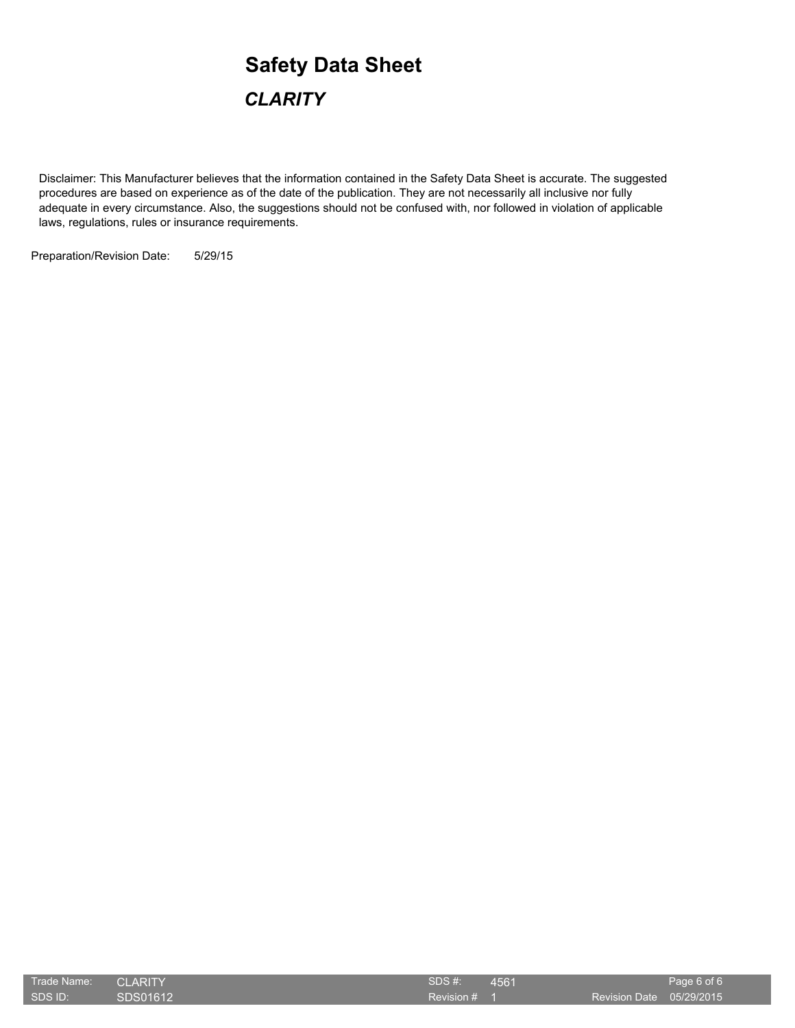# Safety Data Sheet

## *CLARITY*

Disclaimer: This Manufacturer believes that the information contained in the Safety Data Sheet is accurate. The suggested procedures are based on experience as of the date of the publication. They are not necessarily all inclusive nor fully adequate in every circumstance. Also, the suggestions should not be confused with, nor followed in violation of applicable laws, regulations, rules or insurance requirements.

Preparation/Revision Date: 5/29/15